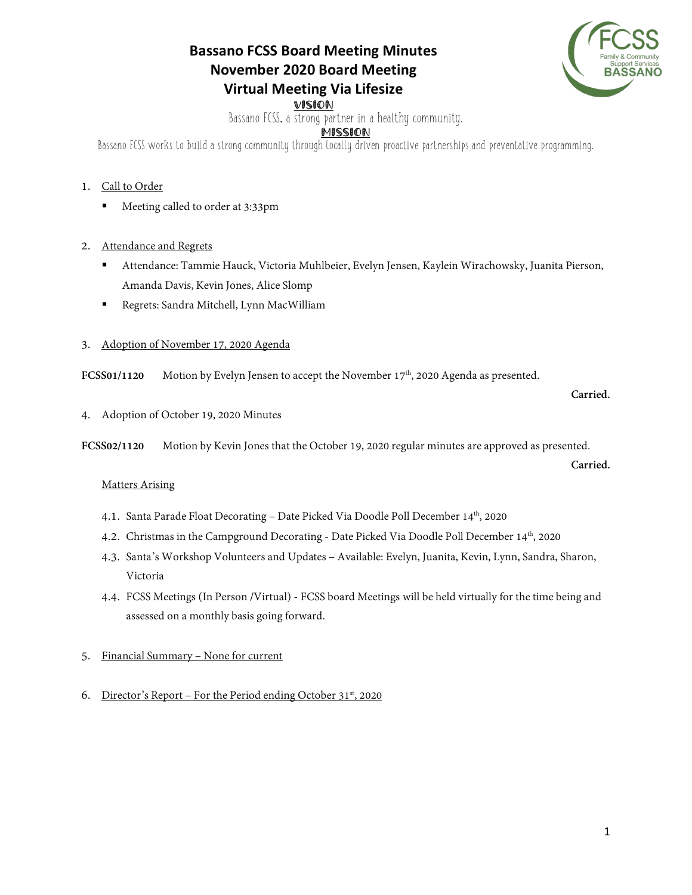# Bassano FCSS Board Meeting Minutes
## November 2020 Board Meeting
## Virtual Meeting Via Lifesize

**VISION**

Bassano FCSS, a strong partner in a healthy community.

**MISSION**

Bassano FCSS works to build a strong community through locally driven proactive partnerships and preventative programming.

1. Call to Order
   - Meeting called to order at 3:33pm

2. Attendance and Regrets
   - Attendance: Tammie Hauck, Victoria Muhlbeier, Evelyn Jensen, Kaylein Wirachowsky, Juanita Pierson, Amanda Davis, Kevin Jones, Alice Slomp
   - Regrets: Sandra Mitchell, Lynn MacWilliam

3. Adoption of November 17, 2020 Agenda

**FCSS01/1120** Motion by Evelyn Jensen to accept the November 17th, 2020 Agenda as presented.

**Carried.**

4. Adoption of October 19, 2020 Minutes

**FCSS02/1120** Motion by Kevin Jones that the October 19, 2020 regular minutes are approved as presented.

**Carried.**

Matters Arising

4.1. Santa Parade Float Decorating – Date Picked Via Doodle Poll December 14th, 2020

4.2. Christmas in the Campground Decorating - Date Picked Via Doodle Poll December 14th, 2020

4.3. Santa's Workshop Volunteers and Updates – Available: Evelyn, Juanita, Kevin, Lynn, Sandra, Sharon, Victoria

4.4. FCSS Meetings (In Person /Virtual) - FCSS board Meetings will be held virtually for the time being and assessed on a monthly basis going forward.

5. Financial Summary – None for current

6. Director's Report – For the Period ending October 31st, 2020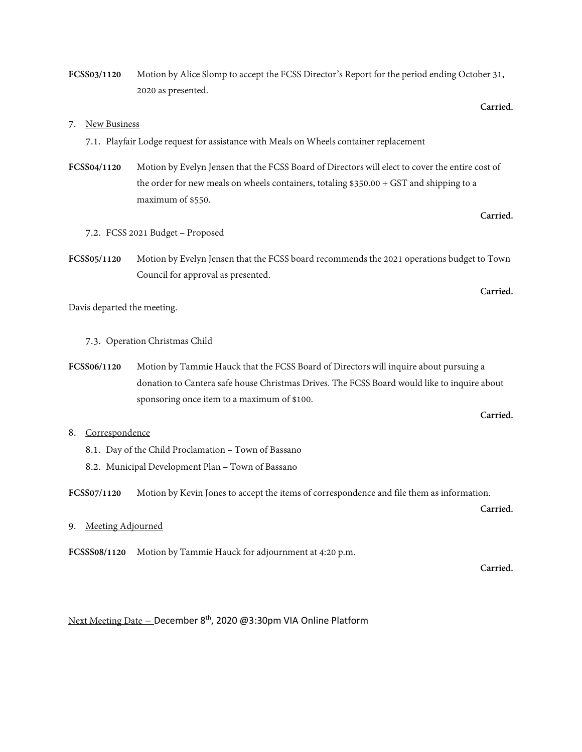**FCSS03/1120** Motion by Alice Slomp to accept the FCSS Director's Report for the period ending October 31, 2020 as presented.

**Carried.**

7. New Business
   7.1. Playfair Lodge request for assistance with Meals on Wheels container replacement

**FCSS04/1120** Motion by Evelyn Jensen that the FCSS Board of Directors will elect to cover the entire cost of the order for new meals on wheels containers, totaling $350.00 + GST and shipping to a maximum of $550.

**Carried.**

   7.2. FCSS 2021 Budget – Proposed

**FCSS05/1120** Motion by Evelyn Jensen that the FCSS board recommends the 2021 operations budget to Town Council for approval as presented.

**Carried.**

Davis departed the meeting.

   7.3. Operation Christmas Child

**FCSS06/1120** Motion by Tammie Hauck that the FCSS Board of Directors will inquire about pursuing a donation to Cantera safe house Christmas Drives. The FCSS Board would like to inquire about sponsoring once item to a maximum of $100.

**Carried.**

8. Correspondence
   8.1. Day of the Child Proclamation – Town of Bassano
   8.2. Municipal Development Plan – Town of Bassano

**FCSS07/1120** Motion by Kevin Jones to accept the items of correspondence and file them as information.

**Carried.**

9. Meeting Adjourned

**FCSSS08/1120** Motion by Tammie Hauck for adjournment at 4:20 p.m.

**Carried.**

Next Meeting Date – December 8th, 2020 @3:30pm VIA Online Platform